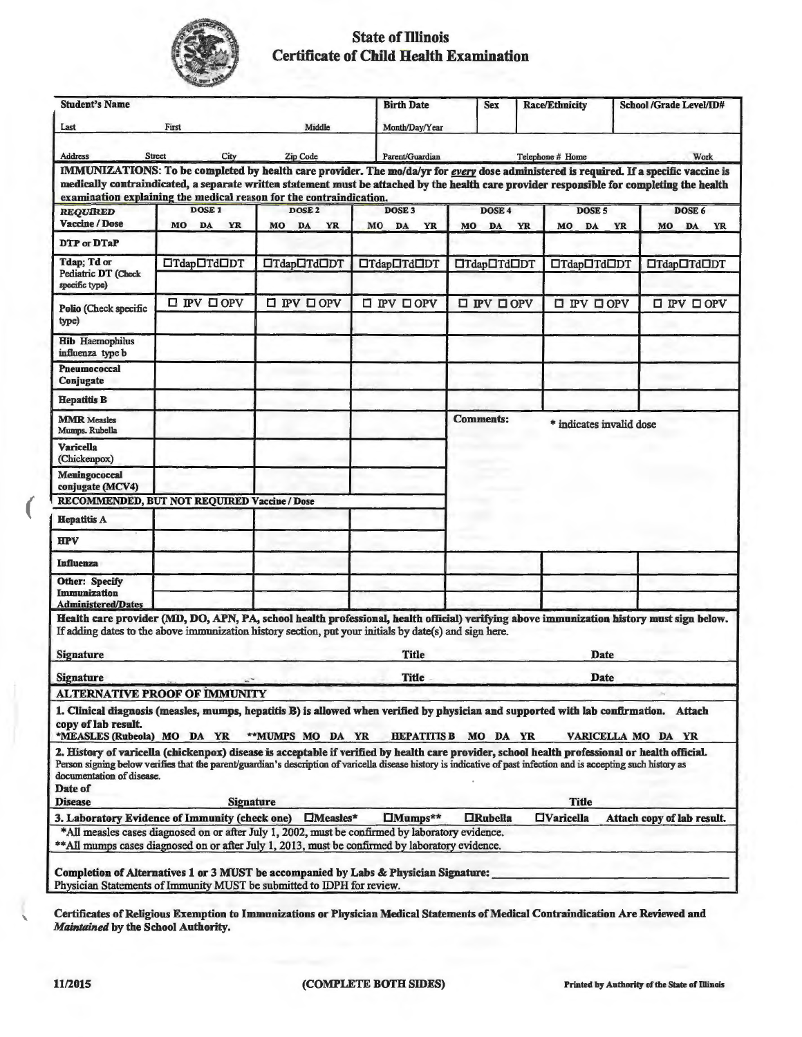# State of Illinois
## Certificate of Child Health Examination

| Student's Name | | | Birth Date | Sex | Race/Ethnicity | School /Grade Level/ID# |
|---|---|---|---|---|---|---|
| Last | First | Middle | Month/Day/Year | | | |
| Address Street City Zip Code | | | Parent/Guardian | Telephone # Home | | Work |

**IMMUNIZATIONS: To be completed by health care provider. The mo/da/yr for *every* dose administered is required. If a specific vaccine is medically contraindicated, a separate written statement must be attached by the health care provider responsible for completing the health examination explaining the medical reason for the contraindication.**

| *REQUIRED* Vaccine / Dose | DOSE 1 MO DA YR | DOSE 2 MO DA YR | DOSE 3 MO DA YR | DOSE 4 MO DA YR | DOSE 5 MO DA YR | DOSE 6 MO DA YR |
|---|---|---|---|---|---|---|
| DTP or DTaP | | | | | | |
| Tdap; Td or Pediatric DT (Check specific type) | ☐Tdap☐Td☐DT | ☐Tdap☐Td☐DT | ☐Tdap☐Td☐DT | ☐Tdap☐Td☐DT | ☐Tdap☐Td☐DT | ☐Tdap☐Td☐DT |
| Polio (Check specific type) | ☐ IPV ☐ OPV | ☐ IPV ☐ OPV | ☐ IPV ☐ OPV | ☐ IPV ☐ OPV | ☐ IPV ☐ OPV | ☐ IPV ☐ OPV |
| Hib Haemophilus influenza type b | | | | | | |
| Pneumococcal Conjugate | | | | | | |
| Hepatitis B | | | | | | |
| MMR Measles Mumps. Rubella | | | | Comments: | * indicates invalid dose | |
| Varicella (Chickenpox) | | | | | | |
| Meningococcal conjugate (MCV4) | | | | | | |
| **RECOMMENDED, BUT NOT REQUIRED Vaccine / Dose** | | | | | | |
| Hepatitis A | | | | | | |
| HPV | | | | | | |
| Influenza | | | | | | |
| Other: Specify Immunization Administered/Dates | | | | | | |

**Health care provider (MD, DO, APN, PA, school health professional, health official) verifying above immunization history must sign below.**
If adding dates to the above immunization history section, put your initials by date(s) and sign here.

| Signature | Title | Date |
|---|---|---|
| Signature | Title | Date |

**ALTERNATIVE PROOF OF IMMUNITY**

**1. Clinical diagnosis (measles, mumps, hepatitis B) is allowed when verified by physician and supported with lab confirmation. Attach copy of lab result.**

*MEASLES (Rubeola) MO DA YR **MUMPS MO DA YR HEPATITIS B MO DA YR VARICELLA MO DA YR

**2. History of varicella (chickenpox) disease is acceptable if verified by health care provider, school health professional or health official.**
Person signing below verifies that the parent/guardian's description of varicella disease history is indicative of past infection and is accepting such history as documentation of disease.

Date of Disease Signature Title

**3. Laboratory Evidence of Immunity (check one) ☐Measles* ☐Mumps** ☐Rubella ☐Varicella Attach copy of lab result.**

*All measles cases diagnosed on or after July 1, 2002, must be confirmed by laboratory evidence.
**All mumps cases diagnosed on or after July 1, 2013, must be confirmed by laboratory evidence.

**Completion of Alternatives 1 or 3 MUST be accompanied by Labs & Physician Signature:** ______________
Physician Statements of Immunity MUST be submitted to IDPH for review.

**Certificates of Religious Exemption to Immunizations or Physician Medical Statements of Medical Contraindication Are Reviewed and *Maintained* by the School Authority.**

11/2015 **(COMPLETE BOTH SIDES)** Printed by Authority of the State of Illinois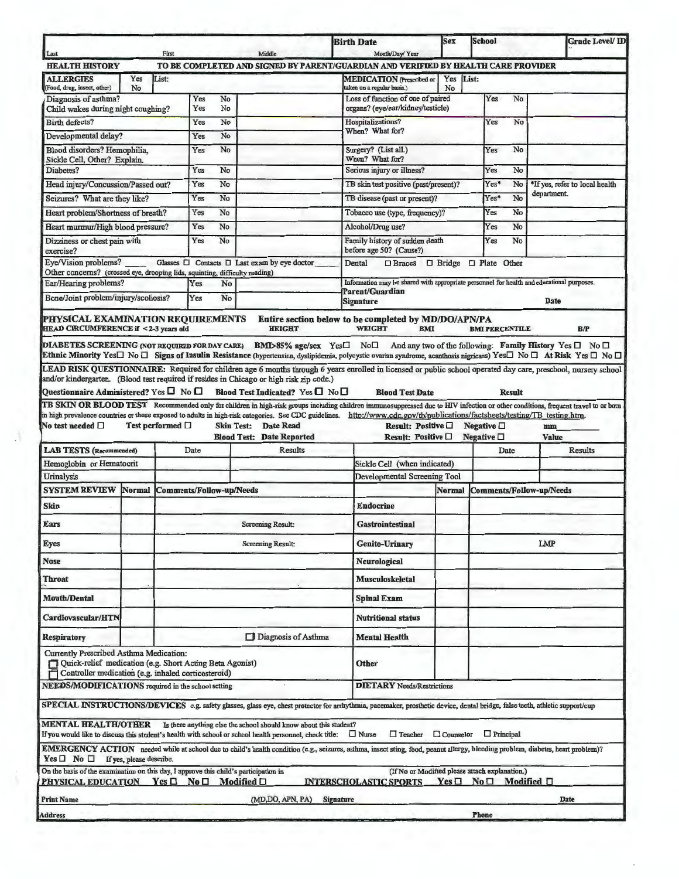| Last | First | Middle | Birth Date Month/Day/ Year | Sex | School | Grade Level/ ID |
| --- | --- | --- | --- | --- | --- | --- |
| | | | | | | |

**HEALTH HISTORY** TO BE COMPLETED AND SIGNED BY PARENT/GUARDIAN AND VERIFIED BY HEALTH CARE PROVIDER

| | | | | | | |
| --- | --- | --- | --- | --- | --- | --- |
| **ALLERGIES** (Food, drug, insect, other) | Yes No | List: | **MEDICATION** (Prescribed or taken on a regular basis.) | Yes No | List: | |
| Diagnosis of asthma? | Yes No | | Loss of function of one of paired organs? (eye/ear/kidney/testicle) | Yes No | | |
| Child wakes during night coughing? | Yes No | | | | | |
| Birth defects? | Yes No | | Hospitalizations? When? What for? | Yes No | | |
| Developmental delay? | Yes No | | | | | |
| Blood disorders? Hemophilia, Sickle Cell, Other? Explain. | Yes No | | Surgery? (List all.) When? What for? | Yes No | | |
| Diabetes? | Yes No | | Serious injury or illness? | Yes No | | |
| Head injury/Concussion/Passed out? | Yes No | | TB skin test positive (past/present)? | Yes* No | *If yes, refer to local health department. | |
| Seizures? What are they like? | Yes No | | TB disease (past or present)? | Yes* No | | |
| Heart problem/Shortness of breath? | Yes No | | Tobacco use (type, frequency)? | Yes No | | |
| Heart murmur/High blood pressure? | Yes No | | Alcohol/Drug use? | Yes No | | |
| Dizziness or chest pain with exercise? | Yes No | | Family history of sudden death before age 50? (Cause?) | Yes No | | |
| Eye/Vision problems? ____ Glasses ☐ Contacts ☐ Last exam by eye doctor ____ Other concerns? (crossed eye, drooping lids, squinting, difficulty reading) | | | Dental ☐ Braces ☐ Bridge ☐ Plate Other | | | |
| Ear/Hearing problems? | Yes No | | Information may be shared with appropriate personnel for health and educational purposes. | | | |
| Bone/Joint problem/injury/scoliosis? | Yes No | | Parent/Guardian Signature | | Date | |

**PHYSICAL EXAMINATION REQUIREMENTS** Entire section below to be completed by MD/DO/APN/PA

HEAD CIRCUMFERENCE if <2-3 years old HEIGHT WEIGHT BMI BMI PERCENTILE B/P

**DIABETES SCREENING** (NOT REQUIRED FOR DAY CARE) **BMI>85% age/sex** Yes☐ No☐ And any two of the following: **Family History** Yes ☐ No ☐ **Ethnic Minority** Yes☐ No ☐ **Signs of Insulin Resistance** (hypertension, dyslipidemia, polycystic ovarian syndrome, acanthosis nigricans) Yes☐ No ☐ **At Risk** Yes ☐ No ☐

**LEAD RISK QUESTIONNAIRE:** Required for children age 6 months through 6 years enrolled in licensed or public school operated day care, preschool, nursery school and/or kindergarten. (Blood test required if resides in Chicago or high risk zip code.)

**Questionnaire Administered?** Yes ☐ No ☐ **Blood Test Indicated?** Yes ☐ No ☐ **Blood Test Date** **Result**

**TB SKIN OR BLOOD TEST** Recommended only for children in high-risk groups including children immunosuppressed due to HIV infection or other conditions, frequent travel to or born in high prevalence countries or those exposed to adults in high-risk categories. See CDC guidelines. http://www.cdc.gov/tb/publications/factsheets/testing/TB_testing.htm.

No test needed ☐ Test performed ☐ **Skin Test: Date Read** **Result: Positive ☐ Negative ☐** mm ____

**Blood Test: Date Reported** **Result: Positive ☐ Negative ☐** **Value**

| **LAB TESTS** (Recommended) | Date | Results | | Date | Results |
| --- | --- | --- | --- | --- | --- |
| Hemoglobin or Hematocrit | | | Sickle Cell (when indicated) | | |
| Urinalysis | | | Developmental Screening Tool | | |

| **SYSTEM REVIEW** | **Normal** | **Comments/Follow-up/Needs** | | **Normal** | **Comments/Follow-up/Needs** |
| --- | --- | --- | --- | --- | --- |
| **Skin** | | | **Endocrine** | | |
| **Ears** | | Screening Result: | **Gastrointestinal** | | |
| **Eyes** | | Screening Result: | **Genito-Urinary** | | LMP |
| **Nose** | | | **Neurological** | | |
| **Throat** | | | **Musculoskeletal** | | |
| **Mouth/Dental** | | | **Spinal Exam** | | |
| **Cardiovascular/HTN** | | | **Nutritional status** | | |
| **Respiratory** | | ☐ Diagnosis of Asthma | **Mental Health** | | |
| Currently Prescribed Asthma Medication: ☐ Quick-relief medication (e.g. Short Acting Beta Agonist) ☐ Controller medication (e.g. inhaled corticosteroid) | | | **Other** | | |
| **NEEDS/MODIFICATIONS** required in the school setting | | | **DIETARY** Needs/Restrictions | | |

**SPECIAL INSTRUCTIONS/DEVICES** e.g. safety glasses, glass eye, chest protector for arrhythmia, pacemaker, prosthetic device, dental bridge, false teeth, athletic support/cup

**MENTAL HEALTH/OTHER** Is there anything else the school should know about this student?
If you would like to discuss this student's health with school or school health personnel, check title: ☐ Nurse ☐ Teacher ☐ Counselor ☐ Principal

**EMERGENCY ACTION** needed while at school due to child's health condition (e.g., seizures, asthma, insect sting, food, peanut allergy, bleeding problem, diabetes, heart problem)?
Yes ☐ No ☐ If yes, please describe.

On the basis of the examination on this day, I approve this child's participation in (If No or Modified please attach explanation.)
**PHYSICAL EDUCATION** Yes ☐ No ☐ Modified ☐ **INTERSCHOLASTIC SPORTS** Yes ☐ No ☐ Modified ☐

Print Name (MD,DO, APN, PA) Signature Date

Address Phone